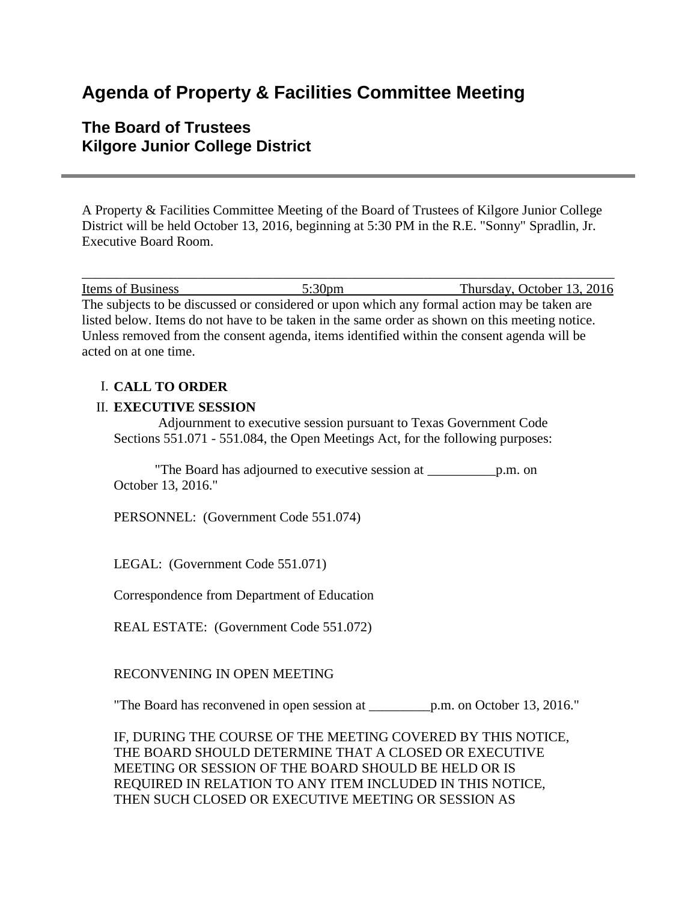# Agenda of Property & Facilities Committee Meeting

## The Board of Trustees
## Kilgore Junior College District

---

A Property & Facilities Committee Meeting of the Board of Trustees of Kilgore Junior College District will be held October 13, 2016, beginning at 5:30 PM in the R.E. "Sonny" Spradlin, Jr. Executive Board Room.

| Items of Business | 5:30pm | Thursday, October 13, 2016 |
|---|---|---|

The subjects to be discussed or considered or upon which any formal action may be taken are listed below. Items do not have to be taken in the same order as shown on this meeting notice. Unless removed from the consent agenda, items identified within the consent agenda will be acted on at one time.

I. **CALL TO ORDER**

II. **EXECUTIVE SESSION**

Adjournment to executive session pursuant to Texas Government Code Sections 551.071 - 551.084, the Open Meetings Act, for the following purposes:

"The Board has adjourned to executive session at __________p.m. on October 13, 2016."

PERSONNEL: (Government Code 551.074)

LEGAL: (Government Code 551.071)

Correspondence from Department of Education

REAL ESTATE: (Government Code 551.072)

RECONVENING IN OPEN MEETING

"The Board has reconvened in open session at _________p.m. on October 13, 2016."

IF, DURING THE COURSE OF THE MEETING COVERED BY THIS NOTICE, THE BOARD SHOULD DETERMINE THAT A CLOSED OR EXECUTIVE MEETING OR SESSION OF THE BOARD SHOULD BE HELD OR IS REQUIRED IN RELATION TO ANY ITEM INCLUDED IN THIS NOTICE, THEN SUCH CLOSED OR EXECUTIVE MEETING OR SESSION AS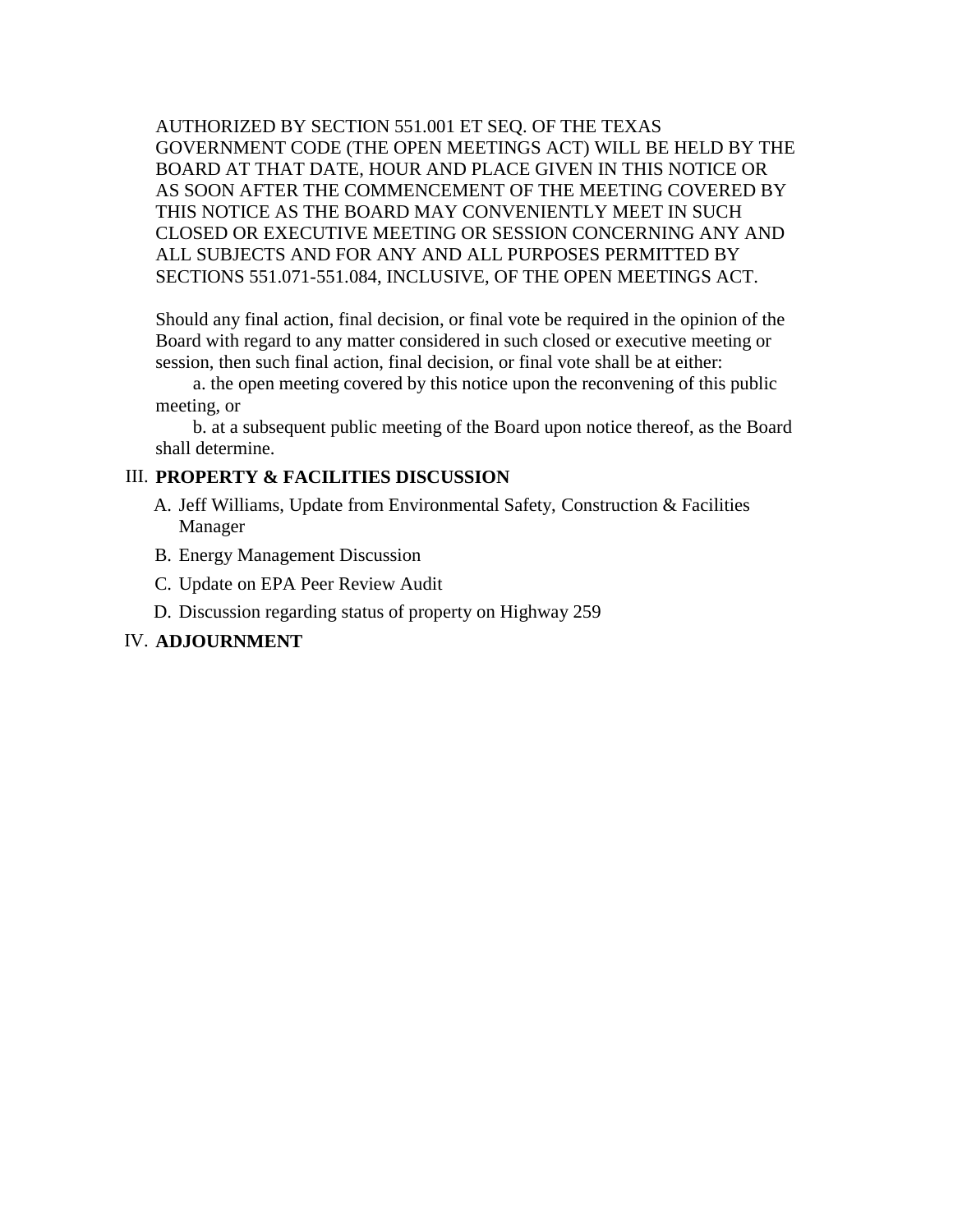AUTHORIZED BY SECTION 551.001 ET SEQ. OF THE TEXAS GOVERNMENT CODE (THE OPEN MEETINGS ACT) WILL BE HELD BY THE BOARD AT THAT DATE, HOUR AND PLACE GIVEN IN THIS NOTICE OR AS SOON AFTER THE COMMENCEMENT OF THE MEETING COVERED BY THIS NOTICE AS THE BOARD MAY CONVENIENTLY MEET IN SUCH CLOSED OR EXECUTIVE MEETING OR SESSION CONCERNING ANY AND ALL SUBJECTS AND FOR ANY AND ALL PURPOSES PERMITTED BY SECTIONS 551.071-551.084, INCLUSIVE, OF THE OPEN MEETINGS ACT.

Should any final action, final decision, or final vote be required in the opinion of the Board with regard to any matter considered in such closed or executive meeting or session, then such final action, final decision, or final vote shall be at either:

a. the open meeting covered by this notice upon the reconvening of this public meeting, or

b. at a subsequent public meeting of the Board upon notice thereof, as the Board shall determine.

III. **PROPERTY & FACILITIES DISCUSSION**

A. Jeff Williams, Update from Environmental Safety, Construction & Facilities Manager

B. Energy Management Discussion

C. Update on EPA Peer Review Audit

D. Discussion regarding status of property on Highway 259

IV. **ADJOURNMENT**